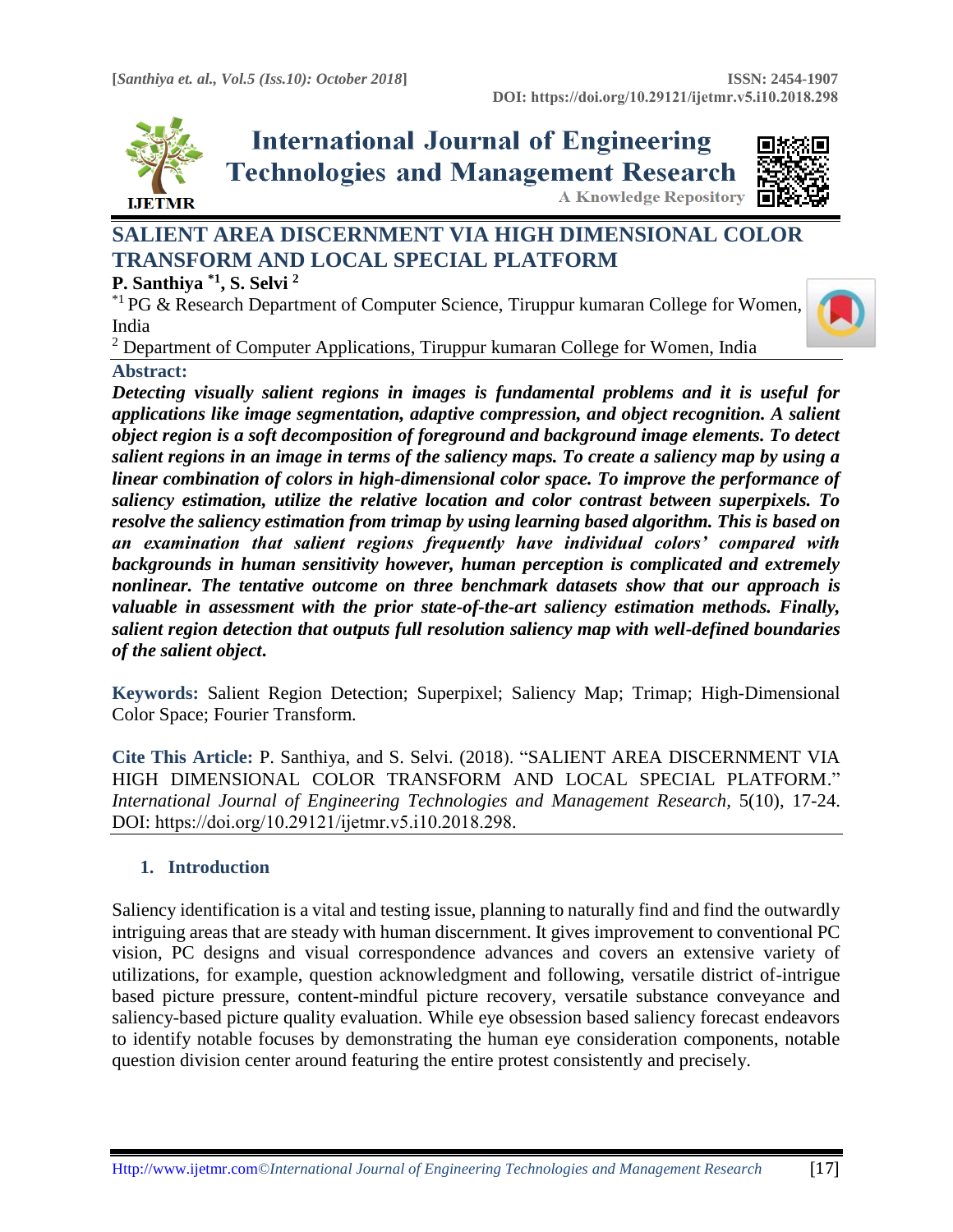# SALIENT AREA DISCERNMENT VIA HIGH DIMENSIONAL COLOR TRANSFORM AND LOCAL SPECIAL PLATFORM

**P. Santhiya [*1], S. Selvi [2]**

[*1] PG & Research Department of Computer Science, Tiruppur kumaran College for Women, India

[2] Department of Computer Applications, Tiruppur kumaran College for Women, India

## Abstract:

***Detecting visually salient regions in images is fundamental problems and it is useful for applications like image segmentation, adaptive compression, and object recognition. A salient object region is a soft decomposition of foreground and background image elements. To detect salient regions in an image in terms of the saliency maps. To create a saliency map by using a linear combination of colors in high-dimensional color space. To improve the performance of saliency estimation, utilize the relative location and color contrast between superpixels. To resolve the saliency estimation from trimap by using learning based algorithm. This is based on an examination that salient regions frequently have individual colors' compared with backgrounds in human sensitivity however, human perception is complicated and extremely nonlinear. The tentative outcome on three benchmark datasets show that our approach is valuable in assessment with the prior state-of-the-art saliency estimation methods. Finally, salient region detection that outputs full resolution saliency map with well-defined boundaries of the salient object.***

**Keywords:** Salient Region Detection; Superpixel; Saliency Map; Trimap; High-Dimensional Color Space; Fourier Transform.

**Cite This Article:** P. Santhiya, and S. Selvi. (2018). "SALIENT AREA DISCERNMENT VIA HIGH DIMENSIONAL COLOR TRANSFORM AND LOCAL SPECIAL PLATFORM." *International Journal of Engineering Technologies and Management Research,* 5(10), 17-24. DOI: https://doi.org/10.29121/ijetmr.v5.i10.2018.298.

## 1. Introduction

Saliency identification is a vital and testing issue, planning to naturally find and find the outwardly intriguing areas that are steady with human discernment. It gives improvement to conventional PC vision, PC designs and visual correspondence advances and covers an extensive variety of utilizations, for example, question acknowledgment and following, versatile district of-intrigue based picture pressure, content-mindful picture recovery, versatile substance conveyance and saliency-based picture quality evaluation. While eye obsession based saliency forecast endeavors to identify notable focuses by demonstrating the human eye consideration components, notable question division center around featuring the entire protest consistently and precisely.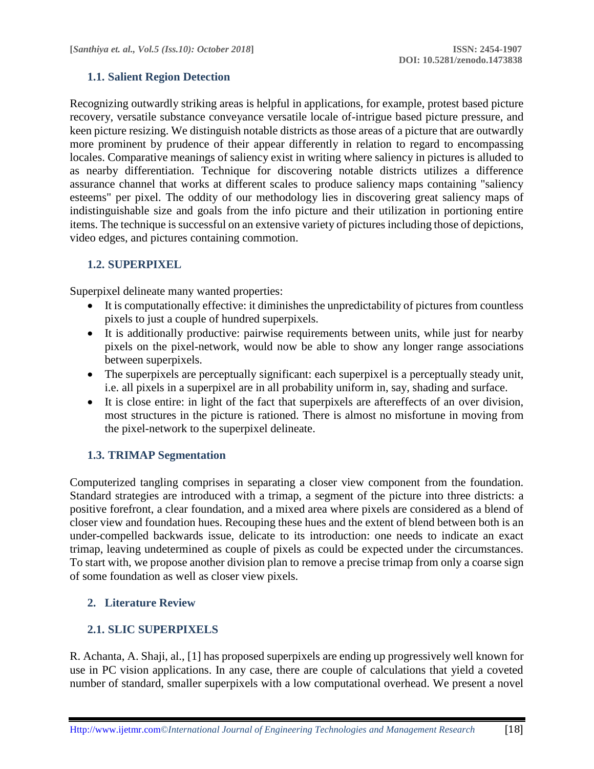### 1.1. Salient Region Detection

Recognizing outwardly striking areas is helpful in applications, for example, protest based picture recovery, versatile substance conveyance versatile locale of-intrigue based picture pressure, and keen picture resizing. We distinguish notable districts as those areas of a picture that are outwardly more prominent by prudence of their appear differently in relation to regard to encompassing locales. Comparative meanings of saliency exist in writing where saliency in pictures is alluded to as nearby differentiation. Technique for discovering notable districts utilizes a difference assurance channel that works at different scales to produce saliency maps containing "saliency esteems" per pixel. The oddity of our methodology lies in discovering great saliency maps of indistinguishable size and goals from the info picture and their utilization in portioning entire items. The technique is successful on an extensive variety of pictures including those of depictions, video edges, and pictures containing commotion.

### 1.2. SUPERPIXEL

Superpixel delineate many wanted properties:

- It is computationally effective: it diminishes the unpredictability of pictures from countless pixels to just a couple of hundred superpixels.
- It is additionally productive: pairwise requirements between units, while just for nearby pixels on the pixel-network, would now be able to show any longer range associations between superpixels.
- The superpixels are perceptually significant: each superpixel is a perceptually steady unit, i.e. all pixels in a superpixel are in all probability uniform in, say, shading and surface.
- It is close entire: in light of the fact that superpixels are aftereffects of an over division, most structures in the picture is rationed. There is almost no misfortune in moving from the pixel-network to the superpixel delineate.

### 1.3. TRIMAP Segmentation

Computerized tangling comprises in separating a closer view component from the foundation. Standard strategies are introduced with a trimap, a segment of the picture into three districts: a positive forefront, a clear foundation, and a mixed area where pixels are considered as a blend of closer view and foundation hues. Recouping these hues and the extent of blend between both is an under-compelled backwards issue, delicate to its introduction: one needs to indicate an exact trimap, leaving undetermined as couple of pixels as could be expected under the circumstances. To start with, we propose another division plan to remove a precise trimap from only a coarse sign of some foundation as well as closer view pixels.

## 2. Literature Review

### 2.1. SLIC SUPERPIXELS

R. Achanta, A. Shaji, al., [1] has proposed superpixels are ending up progressively well known for use in PC vision applications. In any case, there are couple of calculations that yield a coveted number of standard, smaller superpixels with a low computational overhead. We present a novel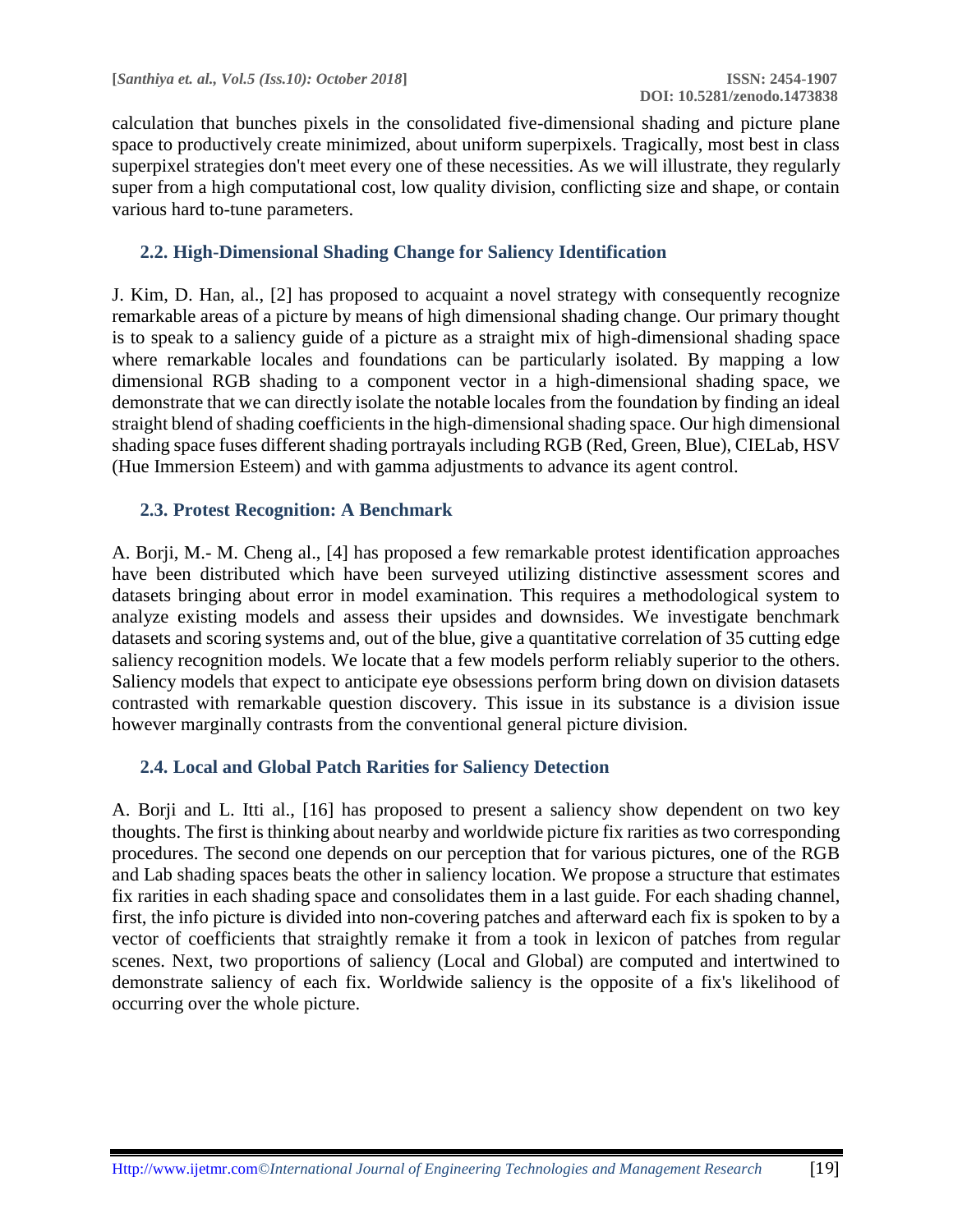calculation that bunches pixels in the consolidated five-dimensional shading and picture plane space to productively create minimized, about uniform superpixels. Tragically, most best in class superpixel strategies don't meet every one of these necessities. As we will illustrate, they regularly super from a high computational cost, low quality division, conflicting size and shape, or contain various hard to-tune parameters.

### 2.2. High-Dimensional Shading Change for Saliency Identification

J. Kim, D. Han, al., [2] has proposed to acquaint a novel strategy with consequently recognize remarkable areas of a picture by means of high dimensional shading change. Our primary thought is to speak to a saliency guide of a picture as a straight mix of high-dimensional shading space where remarkable locales and foundations can be particularly isolated. By mapping a low dimensional RGB shading to a component vector in a high-dimensional shading space, we demonstrate that we can directly isolate the notable locales from the foundation by finding an ideal straight blend of shading coefficients in the high-dimensional shading space. Our high dimensional shading space fuses different shading portrayals including RGB (Red, Green, Blue), CIELab, HSV (Hue Immersion Esteem) and with gamma adjustments to advance its agent control.

### 2.3. Protest Recognition: A Benchmark

A. Borji, M.- M. Cheng al., [4] has proposed a few remarkable protest identification approaches have been distributed which have been surveyed utilizing distinctive assessment scores and datasets bringing about error in model examination. This requires a methodological system to analyze existing models and assess their upsides and downsides. We investigate benchmark datasets and scoring systems and, out of the blue, give a quantitative correlation of 35 cutting edge saliency recognition models. We locate that a few models perform reliably superior to the others. Saliency models that expect to anticipate eye obsessions perform bring down on division datasets contrasted with remarkable question discovery. This issue in its substance is a division issue however marginally contrasts from the conventional general picture division.

### 2.4. Local and Global Patch Rarities for Saliency Detection

A. Borji and L. Itti al., [16] has proposed to present a saliency show dependent on two key thoughts. The first is thinking about nearby and worldwide picture fix rarities as two corresponding procedures. The second one depends on our perception that for various pictures, one of the RGB and Lab shading spaces beats the other in saliency location. We propose a structure that estimates fix rarities in each shading space and consolidates them in a last guide. For each shading channel, first, the info picture is divided into non-covering patches and afterward each fix is spoken to by a vector of coefficients that straightly remake it from a took in lexicon of patches from regular scenes. Next, two proportions of saliency (Local and Global) are computed and intertwined to demonstrate saliency of each fix. Worldwide saliency is the opposite of a fix's likelihood of occurring over the whole picture.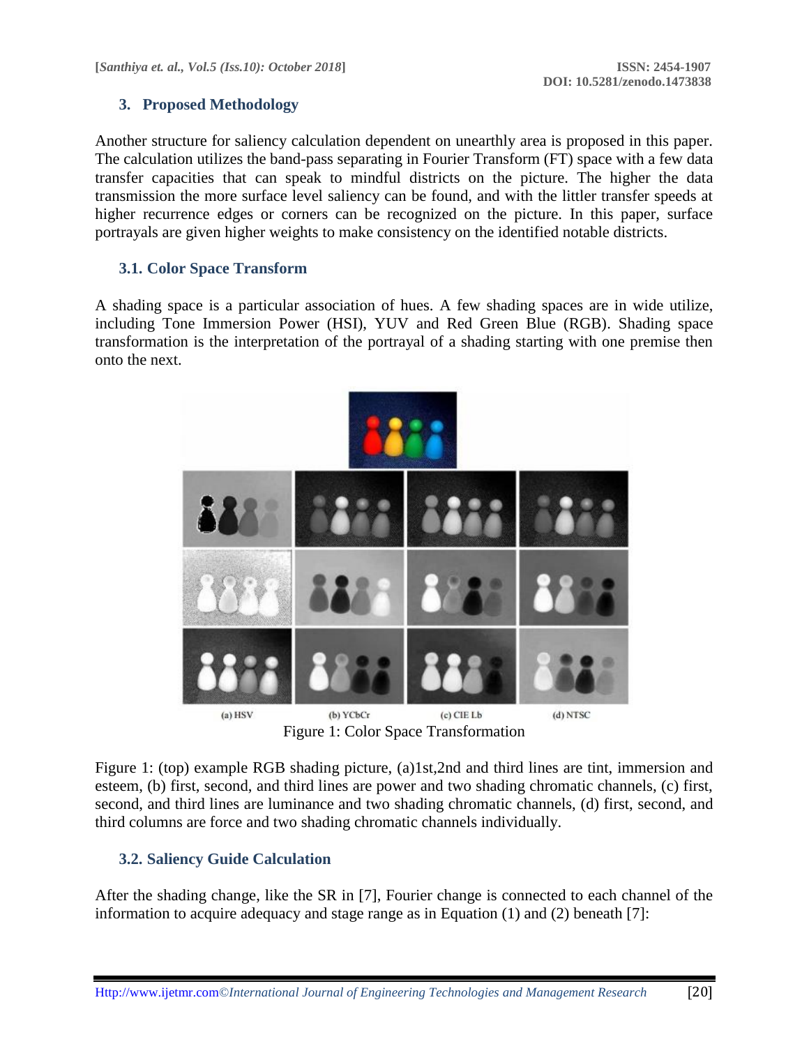## 3. Proposed Methodology

Another structure for saliency calculation dependent on unearthly area is proposed in this paper. The calculation utilizes the band-pass separating in Fourier Transform (FT) space with a few data transfer capacities that can speak to mindful districts on the picture. The higher the data transmission the more surface level saliency can be found, and with the littler transfer speeds at higher recurrence edges or corners can be recognized on the picture. In this paper, surface portrayals are given higher weights to make consistency on the identified notable districts.

### 3.1. Color Space Transform

A shading space is a particular association of hues. A few shading spaces are in wide utilize, including Tone Immersion Power (HSI), YUV and Red Green Blue (RGB). Shading space transformation is the interpretation of the portrayal of a shading starting with one premise then onto the next.

(a) HSV (b) YCbCr (c) CIE Lb (d) NTSC

Figure 1: Color Space Transformation

Figure 1: (top) example RGB shading picture, (a)1st,2nd and third lines are tint, immersion and esteem, (b) first, second, and third lines are power and two shading chromatic channels, (c) first, second, and third lines are luminance and two shading chromatic channels, (d) first, second, and third columns are force and two shading chromatic channels individually.

### 3.2. Saliency Guide Calculation

After the shading change, like the SR in [7], Fourier change is connected to each channel of the information to acquire adequacy and stage range as in Equation (1) and (2) beneath [7]: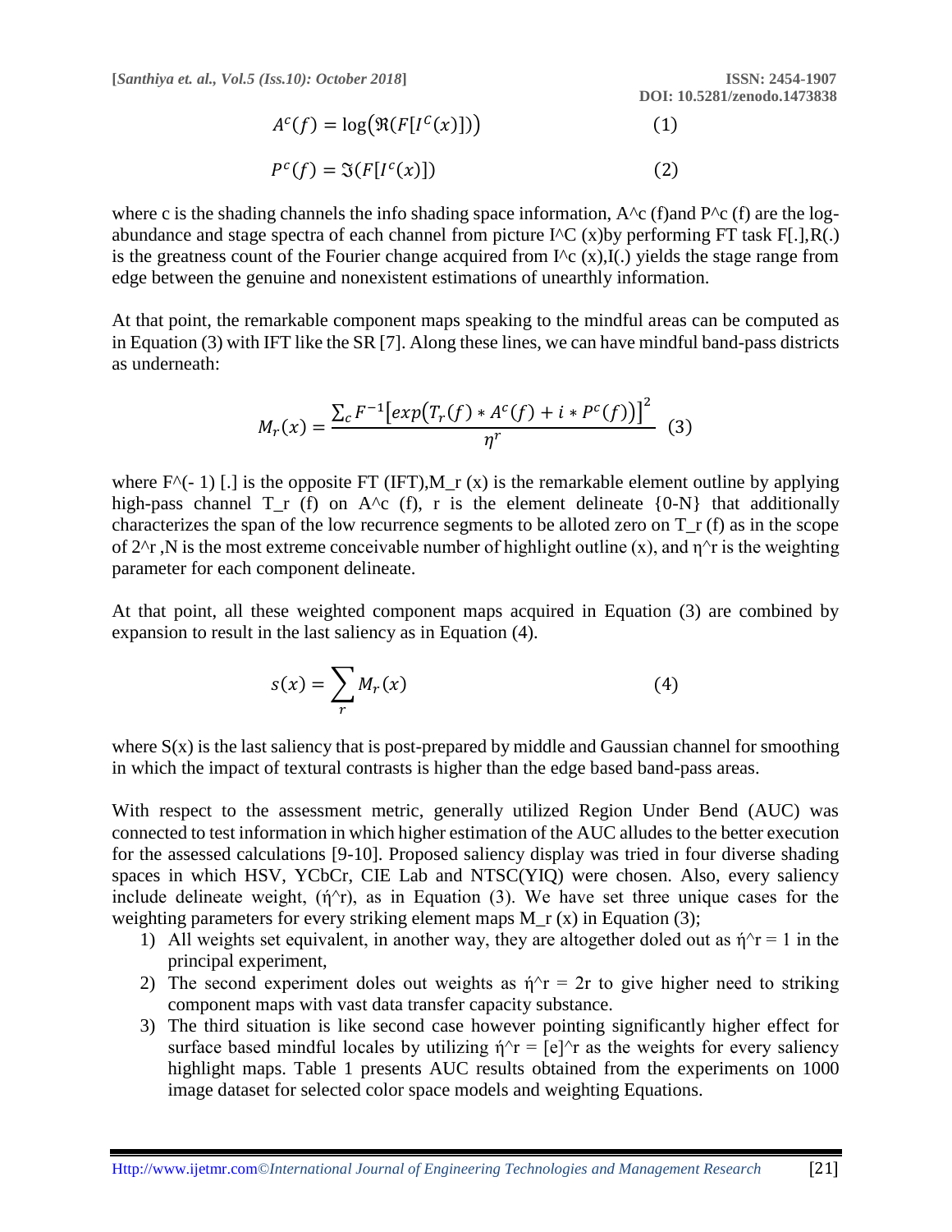$$A^c(f) = \log\left(\Re(F[I^C(x)])\right) \quad (1)$$

$$P^c(f) = \Im(F[I^c(x)]) \quad (2)$$

where c is the shading channels the info shading space information, $A^c(f)$ and $P^c(f)$ are the log-abundance and stage spectra of each channel from picture $I^C(x)$ by performing FT task $F[.]$, $R(.)$ is the greatness count of the Fourier change acquired from $I^c(x)$, $I(.)$ yields the stage range from edge between the genuine and nonexistent estimations of unearthly information.

At that point, the remarkable component maps speaking to the mindful areas can be computed as in Equation (3) with IFT like the SR [7]. Along these lines, we can have mindful band-pass districts as underneath:

$$M_r(x) = \frac{\sum_c F^{-1}\left[exp\left(T_r(f) * A^c(f) + i * P^c(f)\right)\right]^2}{\eta^r} \quad (3)$$

where $F^{-1}[.]$ is the opposite FT (IFT), $M_r(x)$ is the remarkable element outline by applying high-pass channel $T_r(f)$ on $A^c(f)$, r is the element delineate {0-N} that additionally characterizes the span of the low recurrence segments to be alloted zero on $T_r(f)$ as in the scope of $2^r$, N is the most extreme conceivable number of highlight outline (x), and $\eta^r$ is the weighting parameter for each component delineate.

At that point, all these weighted component maps acquired in Equation (3) are combined by expansion to result in the last saliency as in Equation (4).

$$s(x) = \sum_r M_r(x) \quad (4)$$

where $S(x)$ is the last saliency that is post-prepared by middle and Gaussian channel for smoothing in which the impact of textural contrasts is higher than the edge based band-pass areas.

With respect to the assessment metric, generally utilized Region Under Bend (AUC) was connected to test information in which higher estimation of the AUC alludes to the better execution for the assessed calculations [9-10]. Proposed saliency display was tried in four diverse shading spaces in which HSV, YCbCr, CIE Lab and NTSC(YIQ) were chosen. Also, every saliency include delineate weight, ($\acute{\eta}^r$), as in Equation (3). We have set three unique cases for the weighting parameters for every striking element maps $M_r(x)$ in Equation (3);

1) All weights set equivalent, in another way, they are altogether doled out as $\acute{\eta}^r = 1$ in the principal experiment,
2) The second experiment doles out weights as $\acute{\eta}^r = 2r$ to give higher need to striking component maps with vast data transfer capacity substance.
3) The third situation is like second case however pointing significantly higher effect for surface based mindful locales by utilizing $\acute{\eta}^r = [e]^r$ as the weights for every saliency highlight maps. Table 1 presents AUC results obtained from the experiments on 1000 image dataset for selected color space models and weighting Equations.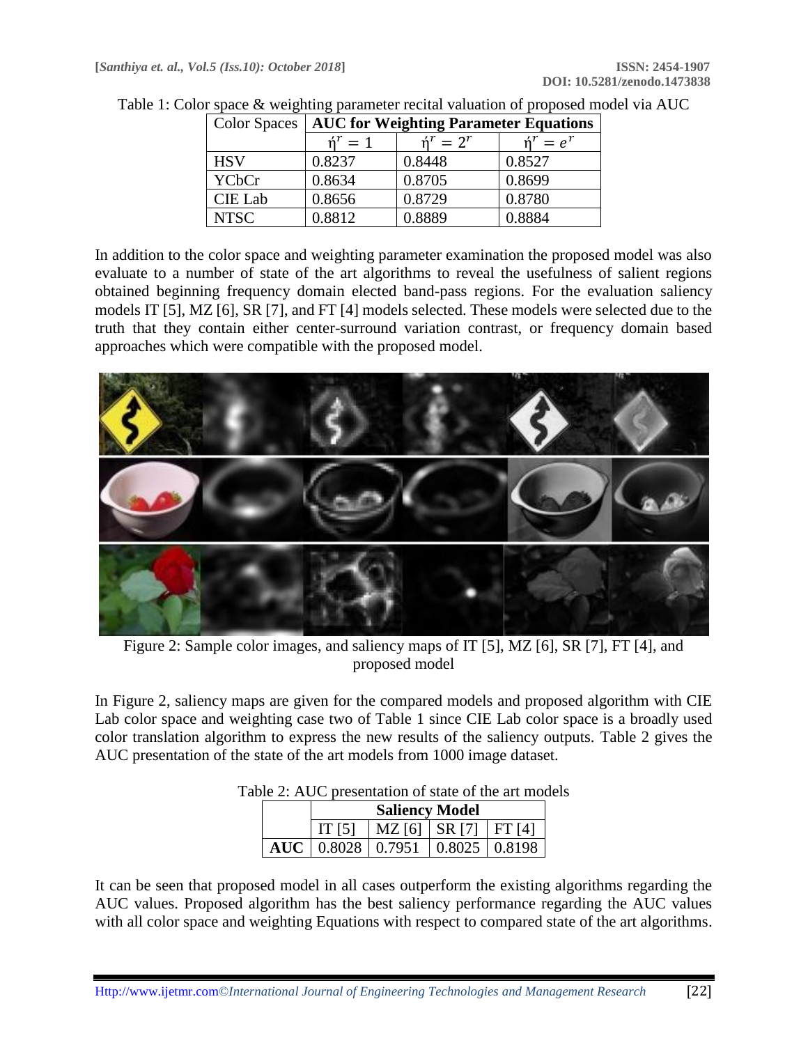Table 1: Color space & weighting parameter recital valuation of proposed model via AUC

| Color Spaces | **AUC for Weighting Parameter Equations** | | |
|---|---|---|---|
| | $ή^r = 1$ | $ή^r = 2^r$ | $ή^r = e^r$ |
| HSV | 0.8237 | 0.8448 | 0.8527 |
| YCbCr | 0.8634 | 0.8705 | 0.8699 |
| CIE Lab | 0.8656 | 0.8729 | 0.8780 |
| NTSC | 0.8812 | 0.8889 | 0.8884 |

In addition to the color space and weighting parameter examination the proposed model was also evaluate to a number of state of the art algorithms to reveal the usefulness of salient regions obtained beginning frequency domain elected band-pass regions. For the evaluation saliency models IT [5], MZ [6], SR [7], and FT [4] models selected. These models were selected due to the truth that they contain either center-surround variation contrast, or frequency domain based approaches which were compatible with the proposed model.

Figure 2: Sample color images, and saliency maps of IT [5], MZ [6], SR [7], FT [4], and proposed model

In Figure 2, saliency maps are given for the compared models and proposed algorithm with CIE Lab color space and weighting case two of Table 1 since CIE Lab color space is a broadly used color translation algorithm to express the new results of the saliency outputs. Table 2 gives the AUC presentation of the state of the art models from 1000 image dataset.

Table 2: AUC presentation of state of the art models

| | **Saliency Model** | | | |
|---|---|---|---|---|
| | IT [5] | MZ [6] | SR [7] | FT [4] |
| **AUC** | 0.8028 | 0.7951 | 0.8025 | 0.8198 |

It can be seen that proposed model in all cases outperform the existing algorithms regarding the AUC values. Proposed algorithm has the best saliency performance regarding the AUC values with all color space and weighting Equations with respect to compared state of the art algorithms.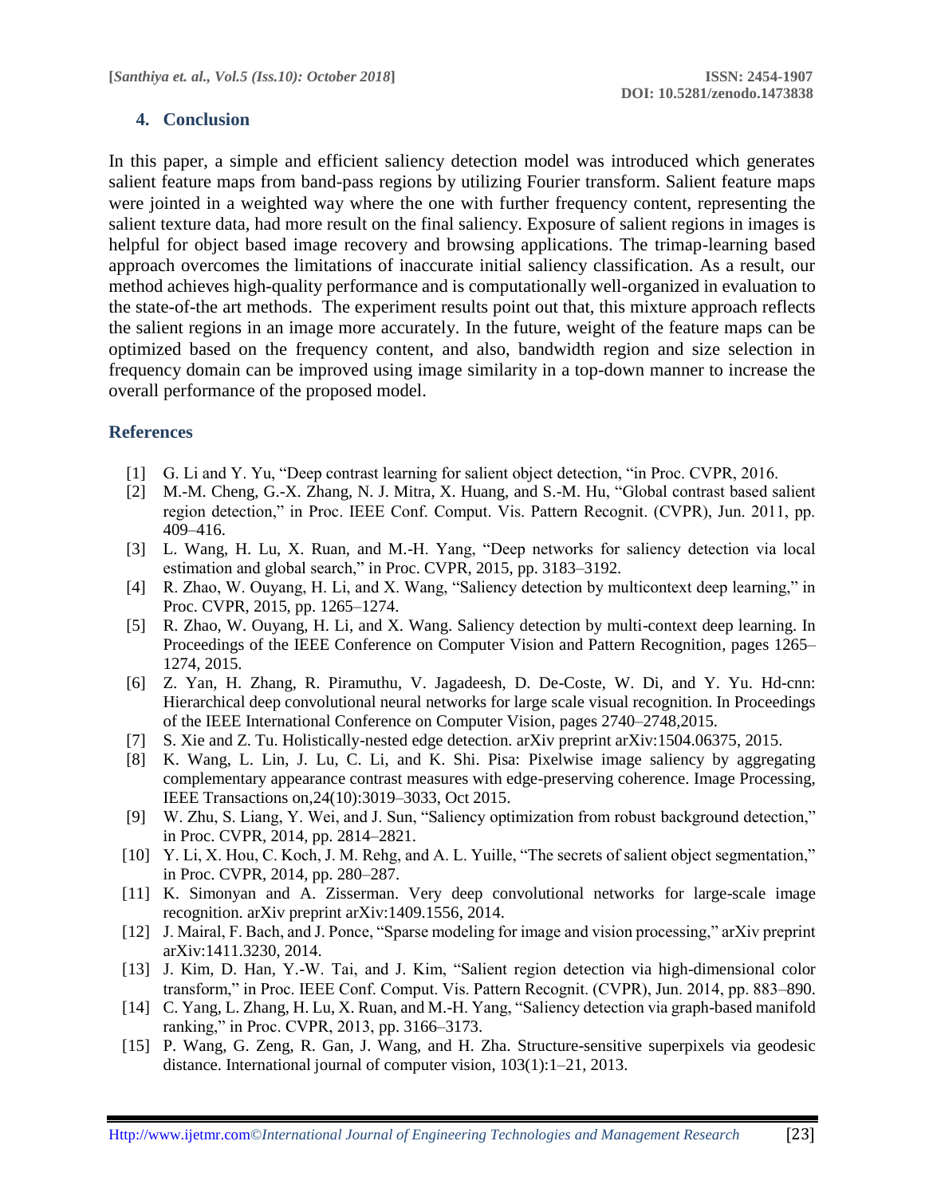## 4. Conclusion

In this paper, a simple and efficient saliency detection model was introduced which generates salient feature maps from band-pass regions by utilizing Fourier transform. Salient feature maps were jointed in a weighted way where the one with further frequency content, representing the salient texture data, had more result on the final saliency. Exposure of salient regions in images is helpful for object based image recovery and browsing applications. The trimap-learning based approach overcomes the limitations of inaccurate initial saliency classification. As a result, our method achieves high-quality performance and is computationally well-organized in evaluation to the state-of-the art methods. The experiment results point out that, this mixture approach reflects the salient regions in an image more accurately. In the future, weight of the feature maps can be optimized based on the frequency content, and also, bandwidth region and size selection in frequency domain can be improved using image similarity in a top-down manner to increase the overall performance of the proposed model.

## References

[1] G. Li and Y. Yu, "Deep contrast learning for salient object detection, "in Proc. CVPR, 2016.

[2] M.-M. Cheng, G.-X. Zhang, N. J. Mitra, X. Huang, and S.-M. Hu, "Global contrast based salient region detection," in Proc. IEEE Conf. Comput. Vis. Pattern Recognit. (CVPR), Jun. 2011, pp. 409–416.

[3] L. Wang, H. Lu, X. Ruan, and M.-H. Yang, "Deep networks for saliency detection via local estimation and global search," in Proc. CVPR, 2015, pp. 3183–3192.

[4] R. Zhao, W. Ouyang, H. Li, and X. Wang, "Saliency detection by multicontext deep learning," in Proc. CVPR, 2015, pp. 1265–1274.

[5] R. Zhao, W. Ouyang, H. Li, and X. Wang. Saliency detection by multi-context deep learning. In Proceedings of the IEEE Conference on Computer Vision and Pattern Recognition, pages 1265–1274, 2015.

[6] Z. Yan, H. Zhang, R. Piramuthu, V. Jagadeesh, D. De-Coste, W. Di, and Y. Yu. Hd-cnn: Hierarchical deep convolutional neural networks for large scale visual recognition. In Proceedings of the IEEE International Conference on Computer Vision, pages 2740–2748,2015.

[7] S. Xie and Z. Tu. Holistically-nested edge detection. arXiv preprint arXiv:1504.06375, 2015.

[8] K. Wang, L. Lin, J. Lu, C. Li, and K. Shi. Pisa: Pixelwise image saliency by aggregating complementary appearance contrast measures with edge-preserving coherence. Image Processing, IEEE Transactions on,24(10):3019–3033, Oct 2015.

[9] W. Zhu, S. Liang, Y. Wei, and J. Sun, "Saliency optimization from robust background detection," in Proc. CVPR, 2014, pp. 2814–2821.

[10] Y. Li, X. Hou, C. Koch, J. M. Rehg, and A. L. Yuille, "The secrets of salient object segmentation," in Proc. CVPR, 2014, pp. 280–287.

[11] K. Simonyan and A. Zisserman. Very deep convolutional networks for large-scale image recognition. arXiv preprint arXiv:1409.1556, 2014.

[12] J. Mairal, F. Bach, and J. Ponce, "Sparse modeling for image and vision processing," arXiv preprint arXiv:1411.3230, 2014.

[13] J. Kim, D. Han, Y.-W. Tai, and J. Kim, "Salient region detection via high-dimensional color transform," in Proc. IEEE Conf. Comput. Vis. Pattern Recognit. (CVPR), Jun. 2014, pp. 883–890.

[14] C. Yang, L. Zhang, H. Lu, X. Ruan, and M.-H. Yang, "Saliency detection via graph-based manifold ranking," in Proc. CVPR, 2013, pp. 3166–3173.

[15] P. Wang, G. Zeng, R. Gan, J. Wang, and H. Zha. Structure-sensitive superpixels via geodesic distance. International journal of computer vision, 103(1):1–21, 2013.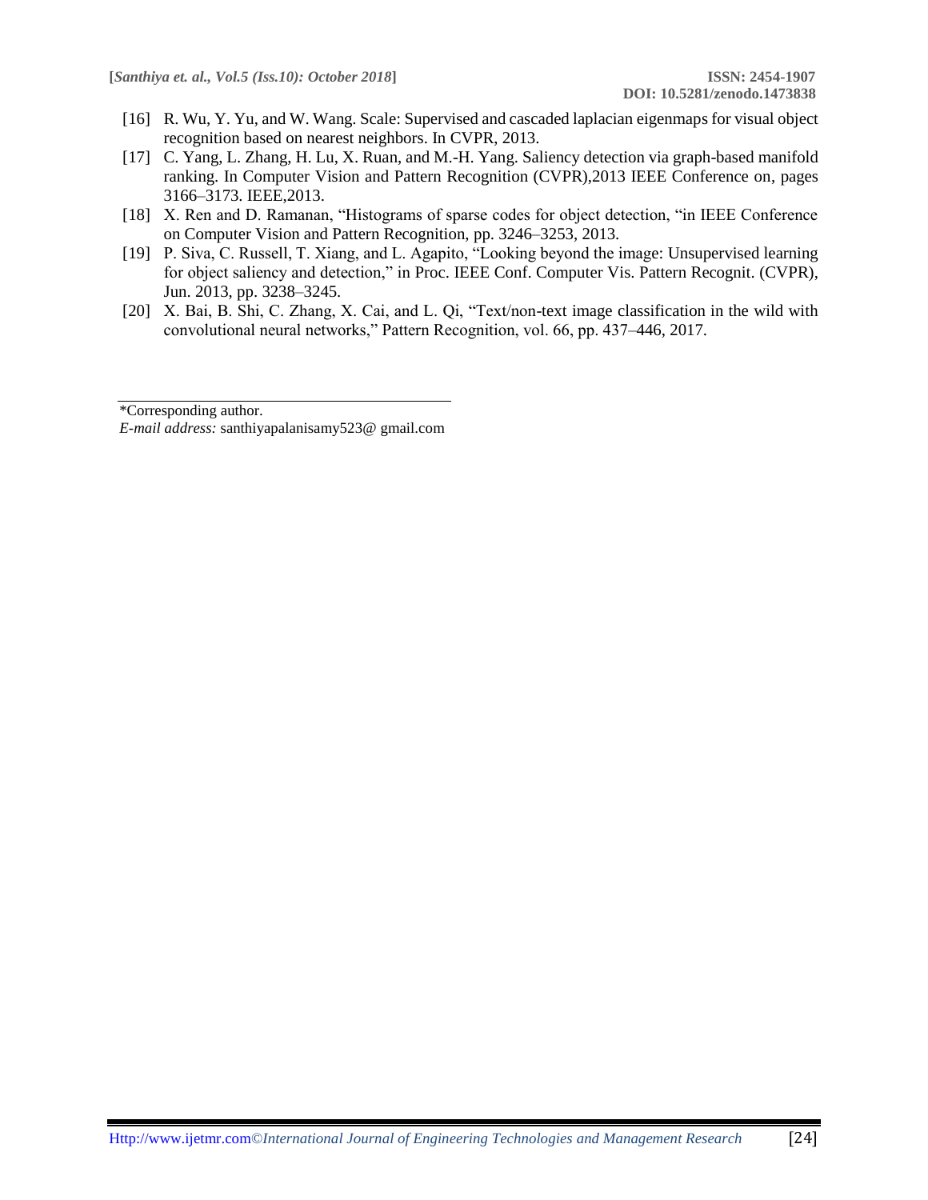[16] R. Wu, Y. Yu, and W. Wang. Scale: Supervised and cascaded laplacian eigenmaps for visual object recognition based on nearest neighbors. In CVPR, 2013.

[17] C. Yang, L. Zhang, H. Lu, X. Ruan, and M.-H. Yang. Saliency detection via graph-based manifold ranking. In Computer Vision and Pattern Recognition (CVPR),2013 IEEE Conference on, pages 3166–3173. IEEE,2013.

[18] X. Ren and D. Ramanan, "Histograms of sparse codes for object detection, "in IEEE Conference on Computer Vision and Pattern Recognition, pp. 3246–3253, 2013.

[19] P. Siva, C. Russell, T. Xiang, and L. Agapito, "Looking beyond the image: Unsupervised learning for object saliency and detection," in Proc. IEEE Conf. Computer Vis. Pattern Recognit. (CVPR), Jun. 2013, pp. 3238–3245.

[20] X. Bai, B. Shi, C. Zhang, X. Cai, and L. Qi, "Text/non-text image classification in the wild with convolutional neural networks," Pattern Recognition, vol. 66, pp. 437–446, 2017.

---

*Corresponding author.

*E-mail address:* santhiyapalanisamy523@ gmail.com